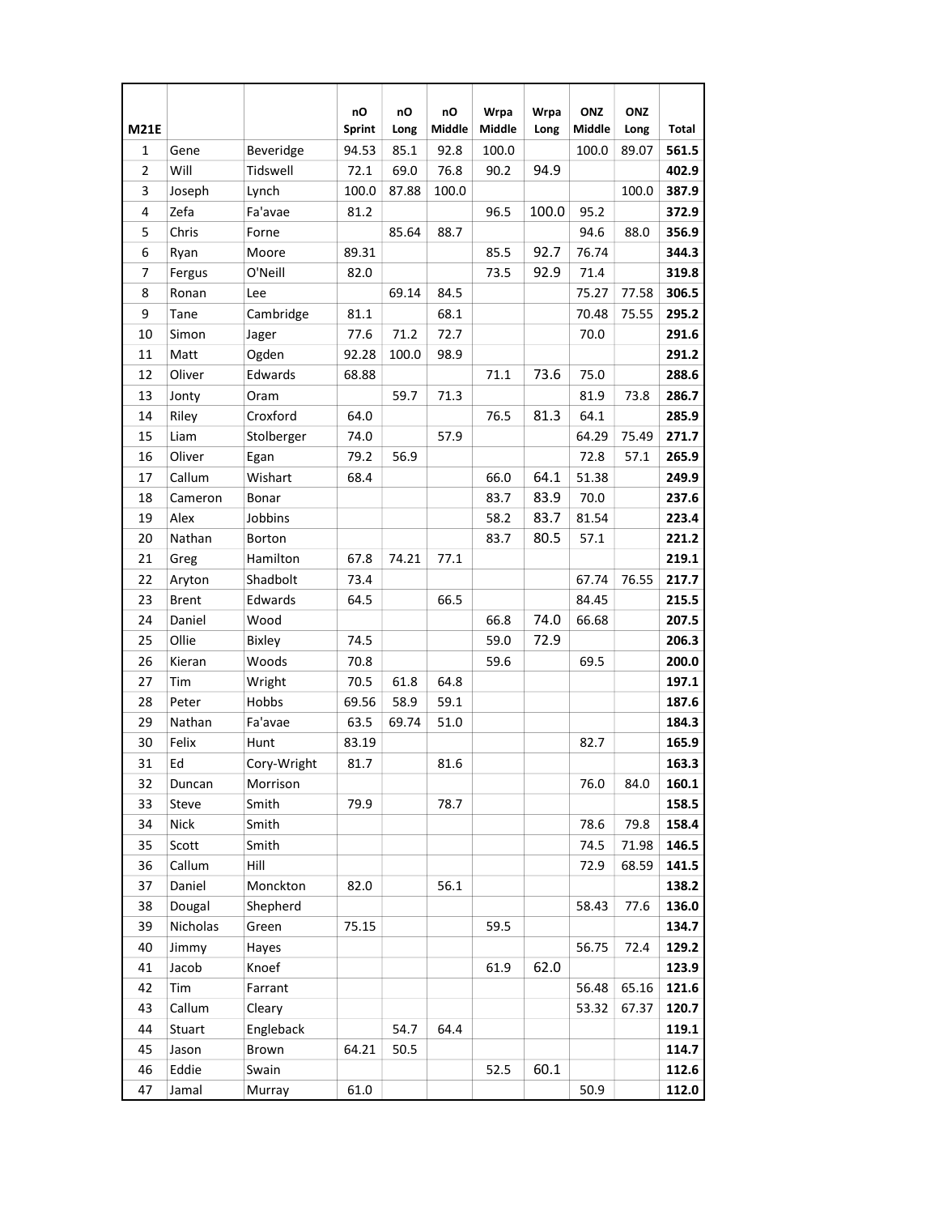| M21E | | | nO Sprint | nO Long | nO Middle | Wrpa Middle | Wrpa Long | ONZ Middle | ONZ Long | Total |
|---|---|---|---|---|---|---|---|---|---|---|
| 1 | Gene | Beveridge | 94.53 | 85.1 | 92.8 | 100.0 | | 100.0 | 89.07 | **561.5** |
| 2 | Will | Tidswell | 72.1 | 69.0 | 76.8 | 90.2 | 94.9 | | | **402.9** |
| 3 | Joseph | Lynch | 100.0 | 87.88 | 100.0 | | | | 100.0 | **387.9** |
| 4 | Zefa | Fa'avae | 81.2 | | | 96.5 | 100.0 | 95.2 | | **372.9** |
| 5 | Chris | Forne | | 85.64 | 88.7 | | | 94.6 | 88.0 | **356.9** |
| 6 | Ryan | Moore | 89.31 | | | 85.5 | 92.7 | 76.74 | | **344.3** |
| 7 | Fergus | O'Neill | 82.0 | | | 73.5 | 92.9 | 71.4 | | **319.8** |
| 8 | Ronan | Lee | | 69.14 | 84.5 | | | 75.27 | 77.58 | **306.5** |
| 9 | Tane | Cambridge | 81.1 | | 68.1 | | | 70.48 | 75.55 | **295.2** |
| 10 | Simon | Jager | 77.6 | 71.2 | 72.7 | | | 70.0 | | **291.6** |
| 11 | Matt | Ogden | 92.28 | 100.0 | 98.9 | | | | | **291.2** |
| 12 | Oliver | Edwards | 68.88 | | | 71.1 | 73.6 | 75.0 | | **288.6** |
| 13 | Jonty | Oram | | 59.7 | 71.3 | | | 81.9 | 73.8 | **286.7** |
| 14 | Riley | Croxford | 64.0 | | | 76.5 | 81.3 | 64.1 | | **285.9** |
| 15 | Liam | Stolberger | 74.0 | | 57.9 | | | 64.29 | 75.49 | **271.7** |
| 16 | Oliver | Egan | 79.2 | 56.9 | | | | 72.8 | 57.1 | **265.9** |
| 17 | Callum | Wishart | 68.4 | | | 66.0 | 64.1 | 51.38 | | **249.9** |
| 18 | Cameron | Bonar | | | | 83.7 | 83.9 | 70.0 | | **237.6** |
| 19 | Alex | Jobbins | | | | 58.2 | 83.7 | 81.54 | | **223.4** |
| 20 | Nathan | Borton | | | | 83.7 | 80.5 | 57.1 | | **221.2** |
| 21 | Greg | Hamilton | 67.8 | 74.21 | 77.1 | | | | | **219.1** |
| 22 | Aryton | Shadbolt | 73.4 | | | | | 67.74 | 76.55 | **217.7** |
| 23 | Brent | Edwards | 64.5 | | 66.5 | | | 84.45 | | **215.5** |
| 24 | Daniel | Wood | | | | 66.8 | 74.0 | 66.68 | | **207.5** |
| 25 | Ollie | Bixley | 74.5 | | | 59.0 | 72.9 | | | **206.3** |
| 26 | Kieran | Woods | 70.8 | | | 59.6 | | 69.5 | | **200.0** |
| 27 | Tim | Wright | 70.5 | 61.8 | 64.8 | | | | | **197.1** |
| 28 | Peter | Hobbs | 69.56 | 58.9 | 59.1 | | | | | **187.6** |
| 29 | Nathan | Fa'avae | 63.5 | 69.74 | 51.0 | | | | | **184.3** |
| 30 | Felix | Hunt | 83.19 | | | | | 82.7 | | **165.9** |
| 31 | Ed | Cory-Wright | 81.7 | | 81.6 | | | | | **163.3** |
| 32 | Duncan | Morrison | | | | | | 76.0 | 84.0 | **160.1** |
| 33 | Steve | Smith | 79.9 | | 78.7 | | | | | **158.5** |
| 34 | Nick | Smith | | | | | | 78.6 | 79.8 | **158.4** |
| 35 | Scott | Smith | | | | | | 74.5 | 71.98 | **146.5** |
| 36 | Callum | Hill | | | | | | 72.9 | 68.59 | **141.5** |
| 37 | Daniel | Monckton | 82.0 | | 56.1 | | | | | **138.2** |
| 38 | Dougal | Shepherd | | | | | | 58.43 | 77.6 | **136.0** |
| 39 | Nicholas | Green | 75.15 | | | 59.5 | | | | **134.7** |
| 40 | Jimmy | Hayes | | | | | | 56.75 | 72.4 | **129.2** |
| 41 | Jacob | Knoef | | | | 61.9 | 62.0 | | | **123.9** |
| 42 | Tim | Farrant | | | | | | 56.48 | 65.16 | **121.6** |
| 43 | Callum | Cleary | | | | | | 53.32 | 67.37 | **120.7** |
| 44 | Stuart | Engleback | | 54.7 | 64.4 | | | | | **119.1** |
| 45 | Jason | Brown | 64.21 | 50.5 | | | | | | **114.7** |
| 46 | Eddie | Swain | | | | 52.5 | 60.1 | | | **112.6** |
| 47 | Jamal | Murray | 61.0 | | | | | 50.9 | | **112.0** |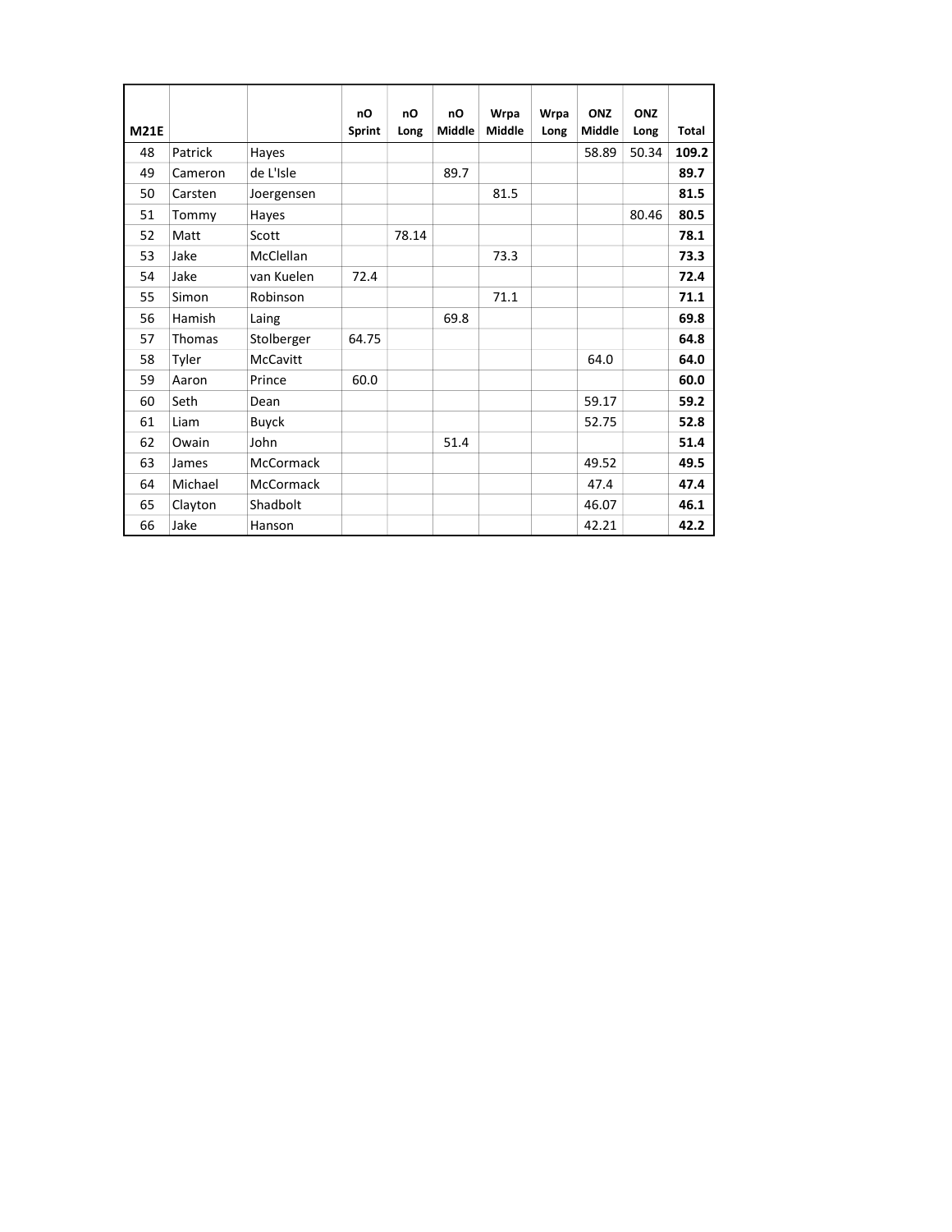| M21E | | | nO Sprint | nO Long | nO Middle | Wrpa Middle | Wrpa Long | ONZ Middle | ONZ Long | Total |
|---|---|---|---|---|---|---|---|---|---|---|
| 48 | Patrick | Hayes | | | | | | 58.89 | 50.34 | **109.2** |
| 49 | Cameron | de L'Isle | | | 89.7 | | | | | **89.7** |
| 50 | Carsten | Joergensen | | | | 81.5 | | | | **81.5** |
| 51 | Tommy | Hayes | | | | | | | 80.46 | **80.5** |
| 52 | Matt | Scott | | 78.14 | | | | | | **78.1** |
| 53 | Jake | McClellan | | | | 73.3 | | | | **73.3** |
| 54 | Jake | van Kuelen | 72.4 | | | | | | | **72.4** |
| 55 | Simon | Robinson | | | | 71.1 | | | | **71.1** |
| 56 | Hamish | Laing | | | 69.8 | | | | | **69.8** |
| 57 | Thomas | Stolberger | 64.75 | | | | | | | **64.8** |
| 58 | Tyler | McCavitt | | | | | | 64.0 | | **64.0** |
| 59 | Aaron | Prince | 60.0 | | | | | | | **60.0** |
| 60 | Seth | Dean | | | | | | 59.17 | | **59.2** |
| 61 | Liam | Buyck | | | | | | 52.75 | | **52.8** |
| 62 | Owain | John | | | 51.4 | | | | | **51.4** |
| 63 | James | McCormack | | | | | | 49.52 | | **49.5** |
| 64 | Michael | McCormack | | | | | | 47.4 | | **47.4** |
| 65 | Clayton | Shadbolt | | | | | | 46.07 | | **46.1** |
| 66 | Jake | Hanson | | | | | | 42.21 | | **42.2** |